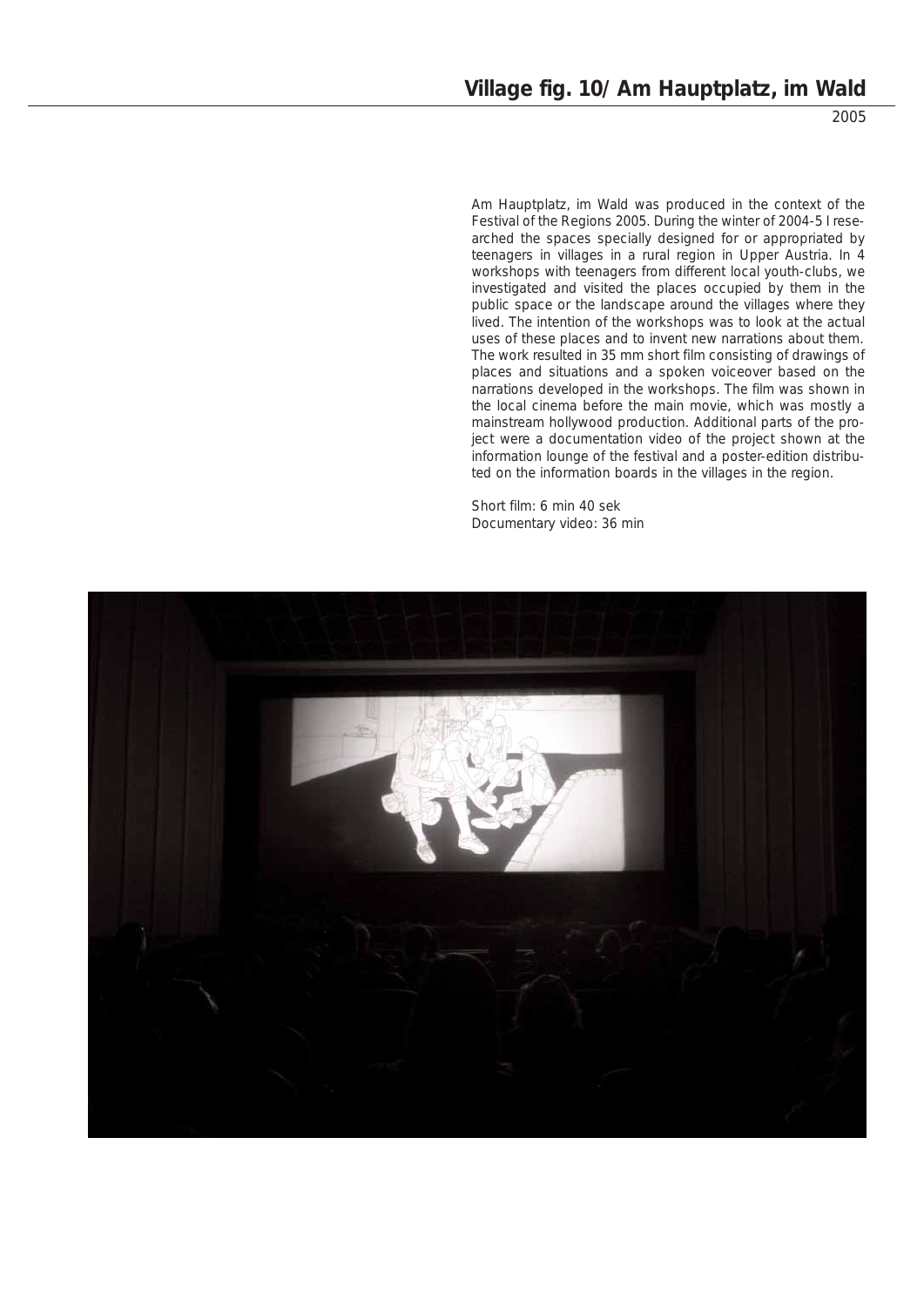# Village fig. 10/ Am Hauptplatz, im Wald

2005

Am Hauptplatz, im Wald was produced in the context of the Festival of the Regions 2005. During the winter of 2004-5 I researched the spaces specially designed for or appropriated by teenagers in villages in a rural region in Upper Austria. In 4 workshops with teenagers from different local youth-clubs, we investigated and visited the places occupied by them in the public space or the landscape around the villages where they lived. The intention of the workshops was to look at the actual uses of these places and to invent new narrations about them. The work resulted in 35 mm short film consisting of drawings of places and situations and a spoken voiceover based on the narrations developed in the workshops. The film was shown in the local cinema before the main movie, which was mostly a mainstream hollywood production. Additional parts of the project were a documentation video of the project shown at the information lounge of the festival and a poster-edition distributed on the information boards in the villages in the region.

Short film: 6 min 40 sek
Documentary video: 36 min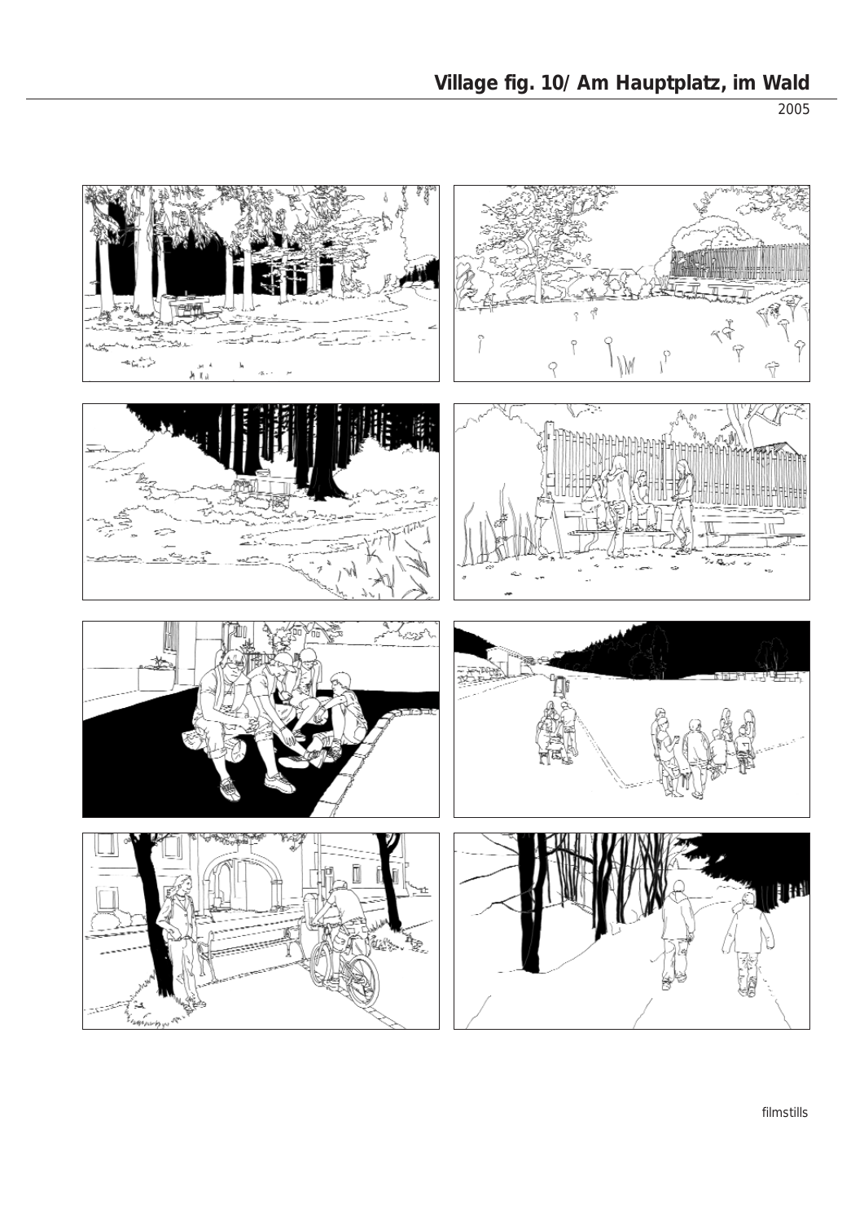## Village fig. 10/ Am Hauptplatz, im Wald

2005

filmstills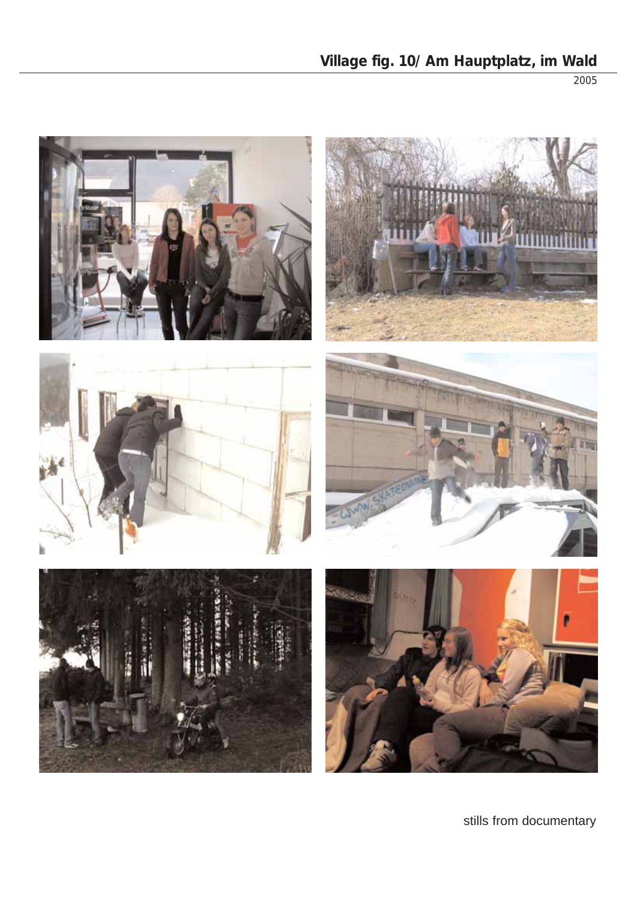## Village fig. 10/ Am Hauptplatz, im Wald

2005

stills from documentary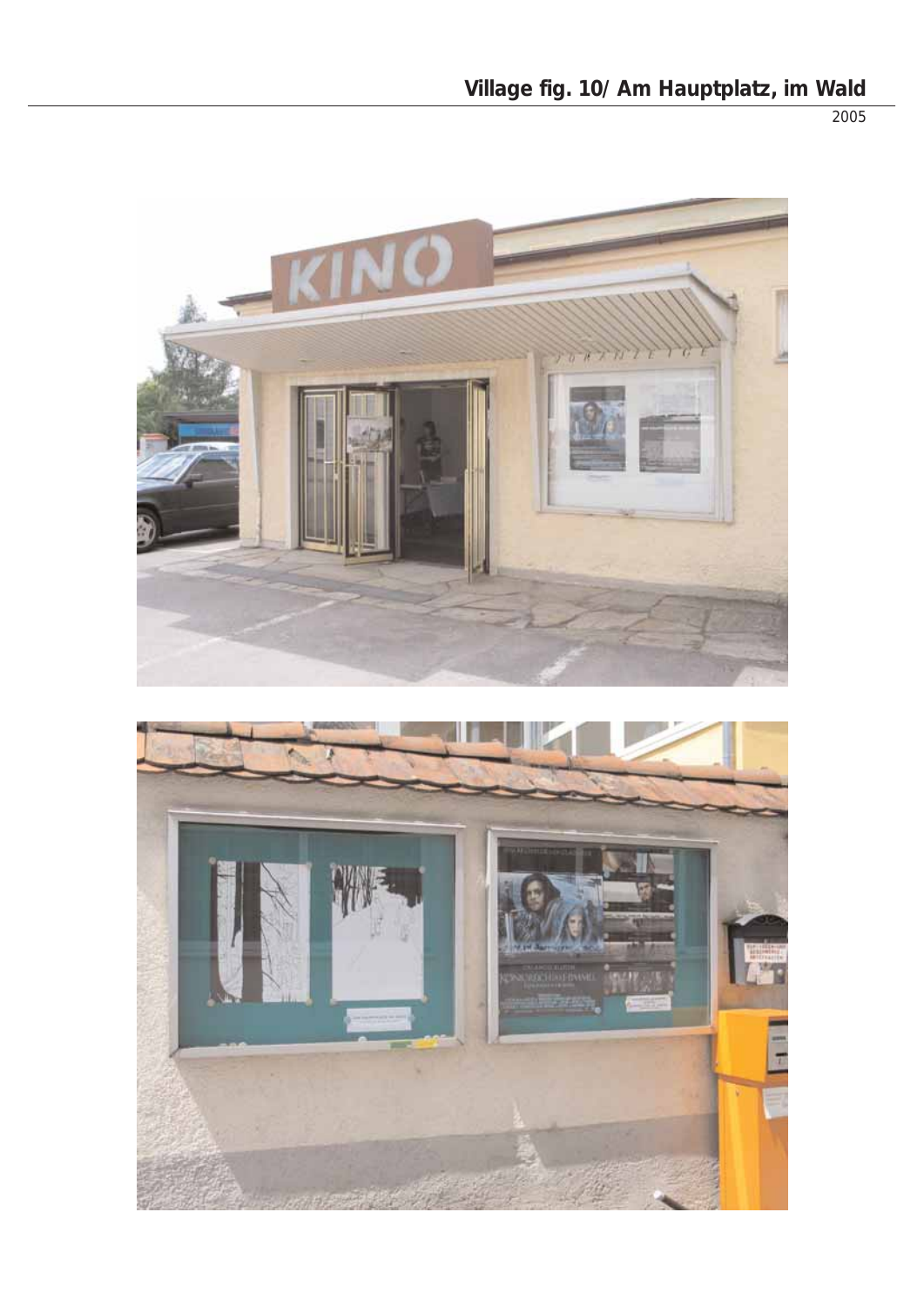## Village fig. 10/ Am Hauptplatz, im Wald

2005